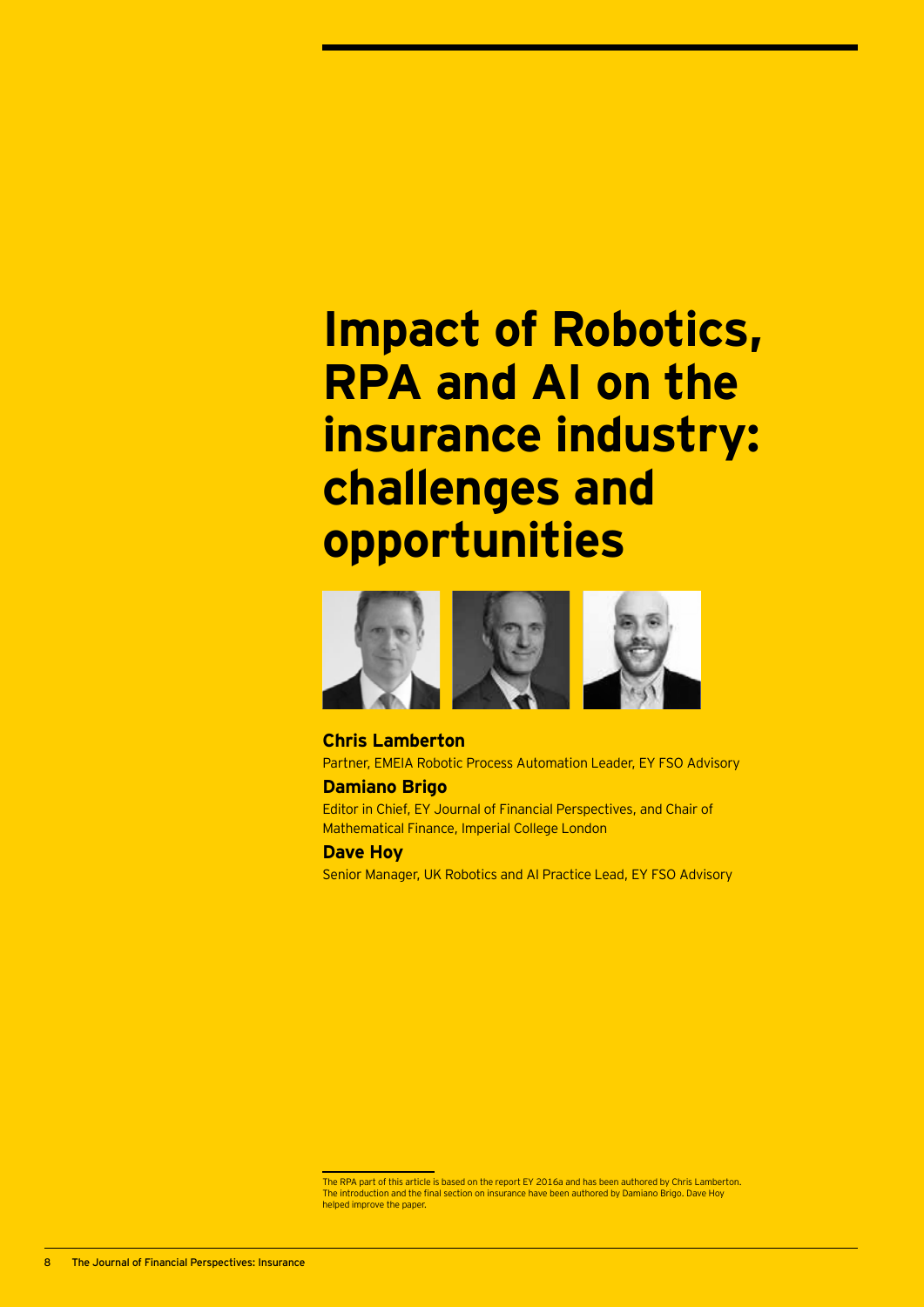# Impact of Robotics, RPA and AI on the insurance industry: challenges and opportunities

**Chris Lamberton**
Partner, EMEIA Robotic Process Automation Leader, EY FSO Advisory

**Damiano Brigo**
Editor in Chief, EY Journal of Financial Perspectives, and Chair of Mathematical Finance, Imperial College London

**Dave Hoy**
Senior Manager, UK Robotics and AI Practice Lead, EY FSO Advisory

The RPA part of this article is based on the report EY 2016a and has been authored by Chris Lamberton. The introduction and the final section on insurance have been authored by Damiano Brigo. Dave Hoy helped improve the paper.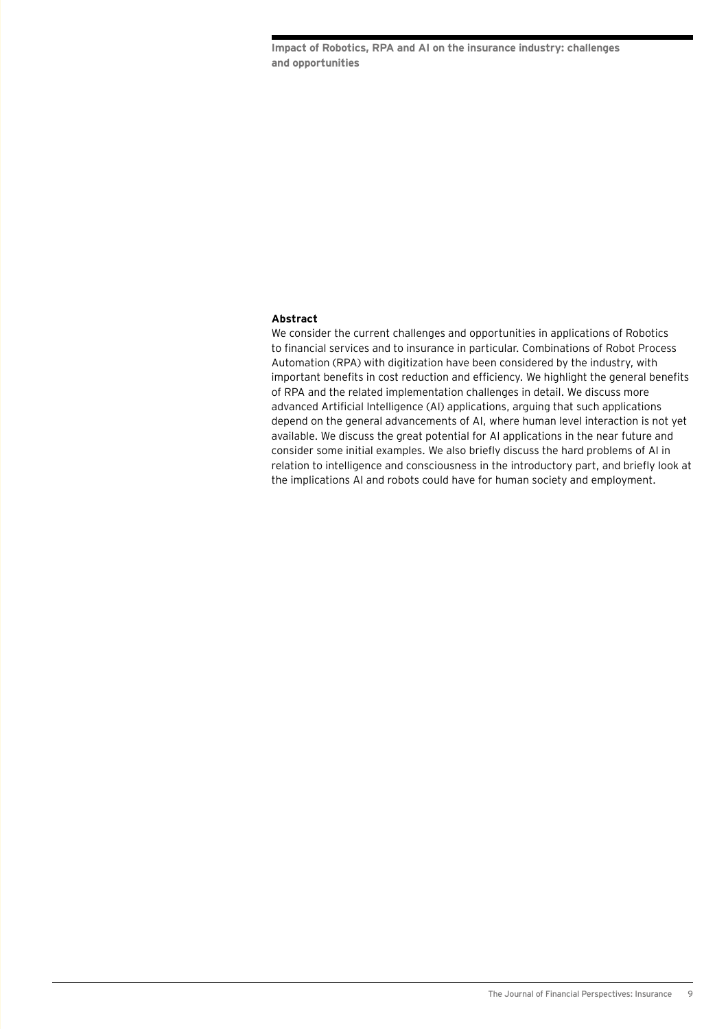# Impact of Robotics, RPA and AI on the insurance industry: challenges and opportunities

**Abstract**

We consider the current challenges and opportunities in applications of Robotics to financial services and to insurance in particular. Combinations of Robot Process Automation (RPA) with digitization have been considered by the industry, with important benefits in cost reduction and efficiency. We highlight the general benefits of RPA and the related implementation challenges in detail. We discuss more advanced Artificial Intelligence (AI) applications, arguing that such applications depend on the general advancements of AI, where human level interaction is not yet available. We discuss the great potential for AI applications in the near future and consider some initial examples. We also briefly discuss the hard problems of AI in relation to intelligence and consciousness in the introductory part, and briefly look at the implications AI and robots could have for human society and employment.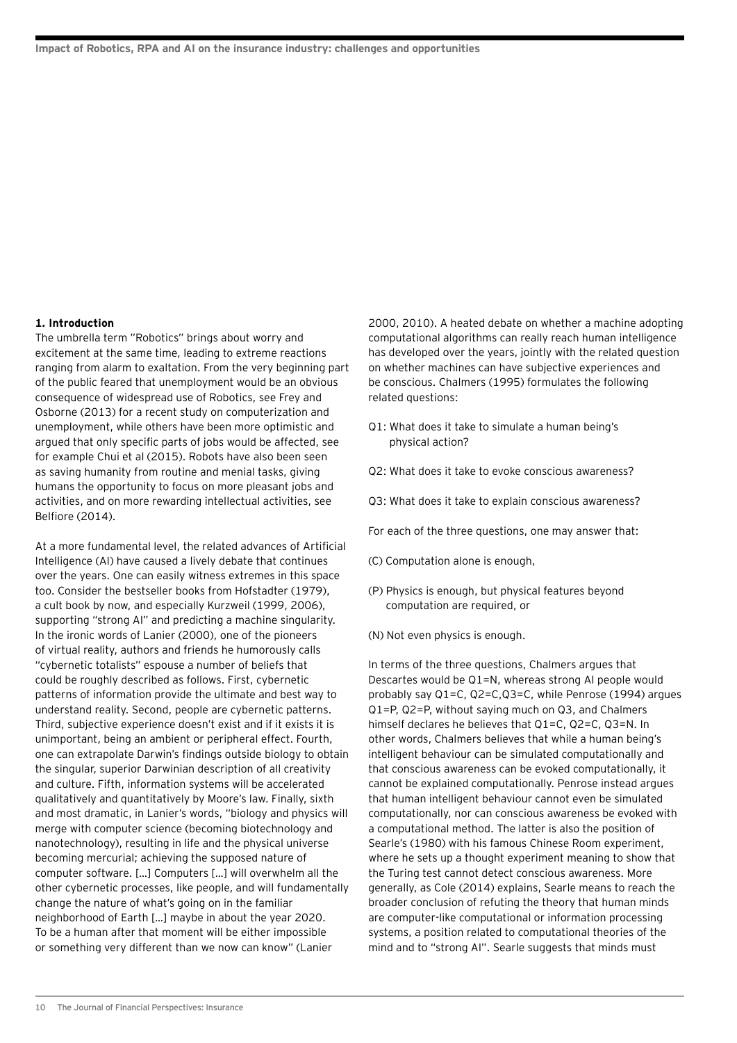## 1. Introduction

The umbrella term "Robotics" brings about worry and excitement at the same time, leading to extreme reactions ranging from alarm to exaltation. From the very beginning part of the public feared that unemployment would be an obvious consequence of widespread use of Robotics, see Frey and Osborne (2013) for a recent study on computerization and unemployment, while others have been more optimistic and argued that only specific parts of jobs would be affected, see for example Chui et al (2015). Robots have also been seen as saving humanity from routine and menial tasks, giving humans the opportunity to focus on more pleasant jobs and activities, and on more rewarding intellectual activities, see Belfiore (2014).

At a more fundamental level, the related advances of Artificial Intelligence (AI) have caused a lively debate that continues over the years. One can easily witness extremes in this space too. Consider the bestseller books from Hofstadter (1979), a cult book by now, and especially Kurzweil (1999, 2006), supporting "strong AI" and predicting a machine singularity. In the ironic words of Lanier (2000), one of the pioneers of virtual reality, authors and friends he humorously calls "cybernetic totalists" espouse a number of beliefs that could be roughly described as follows. First, cybernetic patterns of information provide the ultimate and best way to understand reality. Second, people are cybernetic patterns. Third, subjective experience doesn't exist and if it exists it is unimportant, being an ambient or peripheral effect. Fourth, one can extrapolate Darwin's findings outside biology to obtain the singular, superior Darwinian description of all creativity and culture. Fifth, information systems will be accelerated qualitatively and quantitatively by Moore's law. Finally, sixth and most dramatic, in Lanier's words, "biology and physics will merge with computer science (becoming biotechnology and nanotechnology), resulting in life and the physical universe becoming mercurial; achieving the supposed nature of computer software. […] Computers […] will overwhelm all the other cybernetic processes, like people, and will fundamentally change the nature of what's going on in the familiar neighborhood of Earth […] maybe in about the year 2020. To be a human after that moment will be either impossible or something very different than we now can know" (Lanier 2000, 2010). A heated debate on whether a machine adopting computational algorithms can really reach human intelligence has developed over the years, jointly with the related question on whether machines can have subjective experiences and be conscious. Chalmers (1995) formulates the following related questions:

Q1: What does it take to simulate a human being's physical action?

Q2: What does it take to evoke conscious awareness?

Q3: What does it take to explain conscious awareness?

For each of the three questions, one may answer that:

(C) Computation alone is enough,

(P) Physics is enough, but physical features beyond computation are required, or

(N) Not even physics is enough.

In terms of the three questions, Chalmers argues that Descartes would be Q1=N, whereas strong AI people would probably say Q1=C, Q2=C,Q3=C, while Penrose (1994) argues Q1=P, Q2=P, without saying much on Q3, and Chalmers himself declares he believes that Q1=C, Q2=C, Q3=N. In other words, Chalmers believes that while a human being's intelligent behaviour can be simulated computationally and that conscious awareness can be evoked computationally, it cannot be explained computationally. Penrose instead argues that human intelligent behaviour cannot even be simulated computationally, nor can conscious awareness be evoked with a computational method. The latter is also the position of Searle's (1980) with his famous Chinese Room experiment, where he sets up a thought experiment meaning to show that the Turing test cannot detect conscious awareness. More generally, as Cole (2014) explains, Searle means to reach the broader conclusion of refuting the theory that human minds are computer-like computational or information processing systems, a position related to computational theories of the mind and to "strong AI". Searle suggests that minds must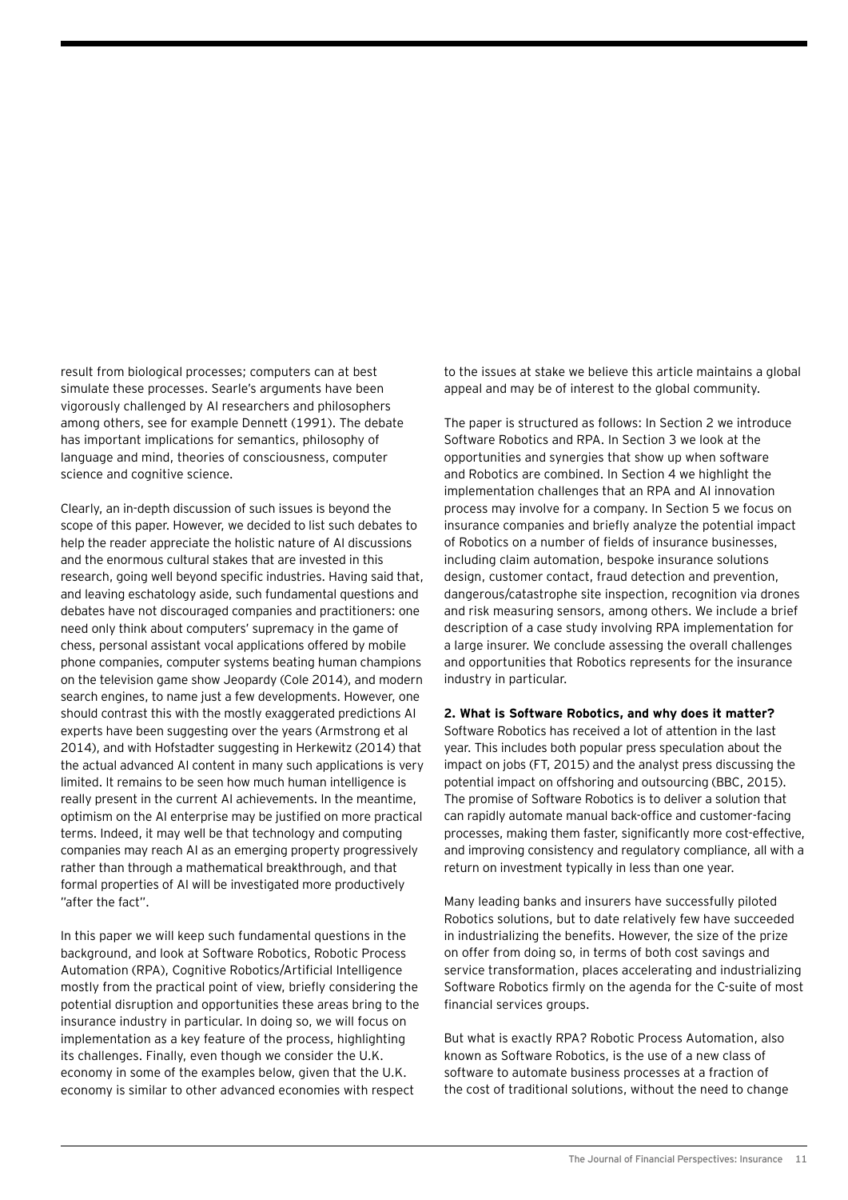result from biological processes; computers can at best simulate these processes. Searle's arguments have been vigorously challenged by AI researchers and philosophers among others, see for example Dennett (1991). The debate has important implications for semantics, philosophy of language and mind, theories of consciousness, computer science and cognitive science.

Clearly, an in-depth discussion of such issues is beyond the scope of this paper. However, we decided to list such debates to help the reader appreciate the holistic nature of AI discussions and the enormous cultural stakes that are invested in this research, going well beyond specific industries. Having said that, and leaving eschatology aside, such fundamental questions and debates have not discouraged companies and practitioners: one need only think about computers' supremacy in the game of chess, personal assistant vocal applications offered by mobile phone companies, computer systems beating human champions on the television game show Jeopardy (Cole 2014), and modern search engines, to name just a few developments. However, one should contrast this with the mostly exaggerated predictions AI experts have been suggesting over the years (Armstrong et al 2014), and with Hofstadter suggesting in Herkewitz (2014) that the actual advanced AI content in many such applications is very limited. It remains to be seen how much human intelligence is really present in the current AI achievements. In the meantime, optimism on the AI enterprise may be justified on more practical terms. Indeed, it may well be that technology and computing companies may reach AI as an emerging property progressively rather than through a mathematical breakthrough, and that formal properties of AI will be investigated more productively "after the fact".

In this paper we will keep such fundamental questions in the background, and look at Software Robotics, Robotic Process Automation (RPA), Cognitive Robotics/Artificial Intelligence mostly from the practical point of view, briefly considering the potential disruption and opportunities these areas bring to the insurance industry in particular. In doing so, we will focus on implementation as a key feature of the process, highlighting its challenges. Finally, even though we consider the U.K. economy in some of the examples below, given that the U.K. economy is similar to other advanced economies with respect to the issues at stake we believe this article maintains a global appeal and may be of interest to the global community.

The paper is structured as follows: In Section 2 we introduce Software Robotics and RPA. In Section 3 we look at the opportunities and synergies that show up when software and Robotics are combined. In Section 4 we highlight the implementation challenges that an RPA and AI innovation process may involve for a company. In Section 5 we focus on insurance companies and briefly analyze the potential impact of Robotics on a number of fields of insurance businesses, including claim automation, bespoke insurance solutions design, customer contact, fraud detection and prevention, dangerous/catastrophe site inspection, recognition via drones and risk measuring sensors, among others. We include a brief description of a case study involving RPA implementation for a large insurer. We conclude assessing the overall challenges and opportunities that Robotics represents for the insurance industry in particular.

## 2. What is Software Robotics, and why does it matter?

Software Robotics has received a lot of attention in the last year. This includes both popular press speculation about the impact on jobs (FT, 2015) and the analyst press discussing the potential impact on offshoring and outsourcing (BBC, 2015). The promise of Software Robotics is to deliver a solution that can rapidly automate manual back-office and customer-facing processes, making them faster, significantly more cost-effective, and improving consistency and regulatory compliance, all with a return on investment typically in less than one year.

Many leading banks and insurers have successfully piloted Robotics solutions, but to date relatively few have succeeded in industrializing the benefits. However, the size of the prize on offer from doing so, in terms of both cost savings and service transformation, places accelerating and industrializing Software Robotics firmly on the agenda for the C-suite of most financial services groups.

But what is exactly RPA? Robotic Process Automation, also known as Software Robotics, is the use of a new class of software to automate business processes at a fraction of the cost of traditional solutions, without the need to change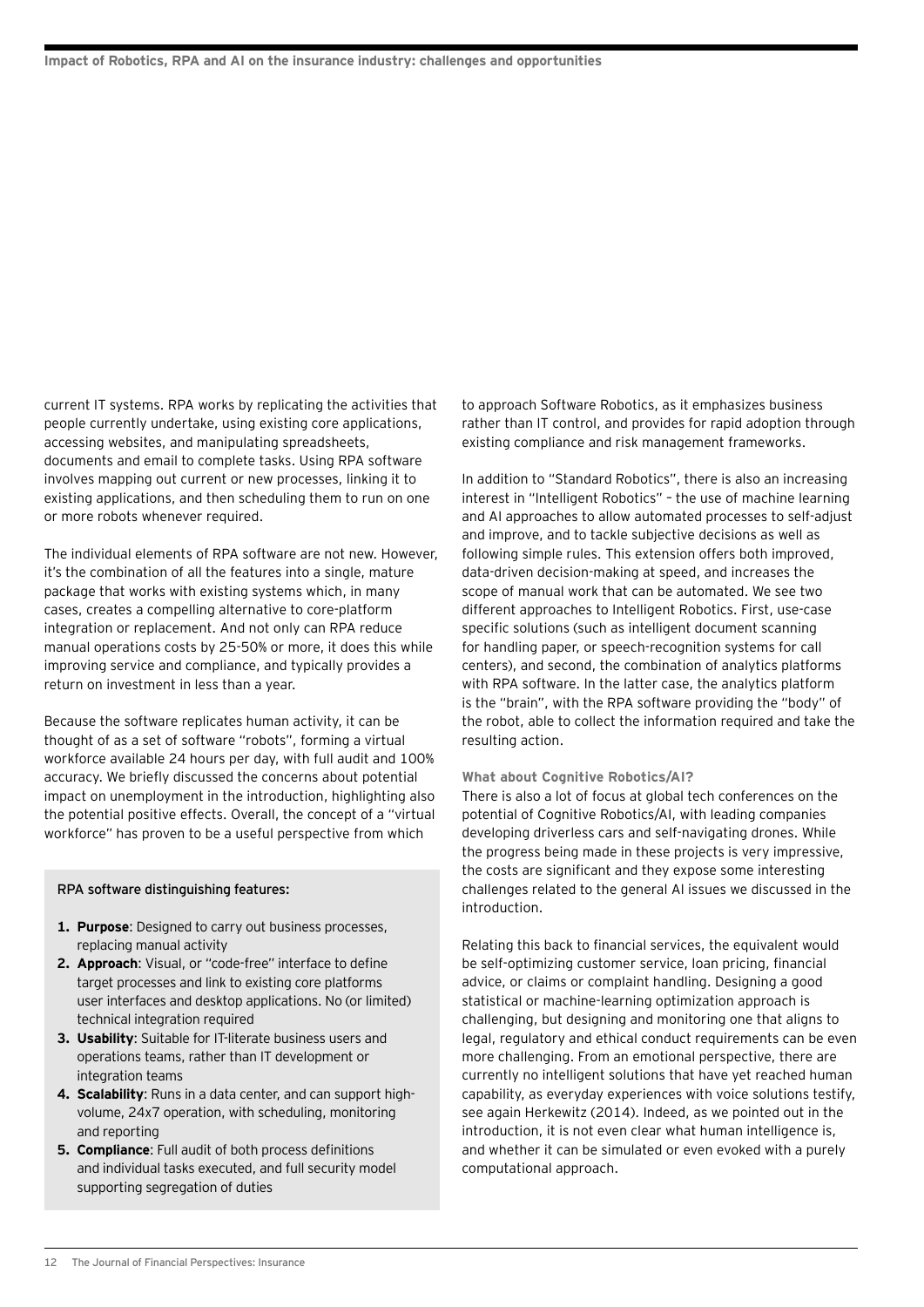current IT systems. RPA works by replicating the activities that people currently undertake, using existing core applications, accessing websites, and manipulating spreadsheets, documents and email to complete tasks. Using RPA software involves mapping out current or new processes, linking it to existing applications, and then scheduling them to run on one or more robots whenever required.

The individual elements of RPA software are not new. However, it's the combination of all the features into a single, mature package that works with existing systems which, in many cases, creates a compelling alternative to core-platform integration or replacement. And not only can RPA reduce manual operations costs by 25-50% or more, it does this while improving service and compliance, and typically provides a return on investment in less than a year.

Because the software replicates human activity, it can be thought of as a set of software "robots", forming a virtual workforce available 24 hours per day, with full audit and 100% accuracy. We briefly discussed the concerns about potential impact on unemployment in the introduction, highlighting also the potential positive effects. Overall, the concept of a "virtual workforce" has proven to be a useful perspective from which to approach Software Robotics, as it emphasizes business rather than IT control, and provides for rapid adoption through existing compliance and risk management frameworks.

RPA software distinguishing features:

1. **Purpose**: Designed to carry out business processes, replacing manual activity
2. **Approach**: Visual, or "code-free" interface to define target processes and link to existing core platforms user interfaces and desktop applications. No (or limited) technical integration required
3. **Usability**: Suitable for IT-literate business users and operations teams, rather than IT development or integration teams
4. **Scalability**: Runs in a data center, and can support high-volume, 24x7 operation, with scheduling, monitoring and reporting
5. **Compliance**: Full audit of both process definitions and individual tasks executed, and full security model supporting segregation of duties

In addition to "Standard Robotics", there is also an increasing interest in "Intelligent Robotics" – the use of machine learning and AI approaches to allow automated processes to self-adjust and improve, and to tackle subjective decisions as well as following simple rules. This extension offers both improved, data-driven decision-making at speed, and increases the scope of manual work that can be automated. We see two different approaches to Intelligent Robotics. First, use-case specific solutions (such as intelligent document scanning for handling paper, or speech-recognition systems for call centers), and second, the combination of analytics platforms with RPA software. In the latter case, the analytics platform is the "brain", with the RPA software providing the "body" of the robot, able to collect the information required and take the resulting action.

### What about Cognitive Robotics/AI?

There is also a lot of focus at global tech conferences on the potential of Cognitive Robotics/AI, with leading companies developing driverless cars and self-navigating drones. While the progress being made in these projects is very impressive, the costs are significant and they expose some interesting challenges related to the general AI issues we discussed in the introduction.

Relating this back to financial services, the equivalent would be self-optimizing customer service, loan pricing, financial advice, or claims or complaint handling. Designing a good statistical or machine-learning optimization approach is challenging, but designing and monitoring one that aligns to legal, regulatory and ethical conduct requirements can be even more challenging. From an emotional perspective, there are currently no intelligent solutions that have yet reached human capability, as everyday experiences with voice solutions testify, see again Herkewitz (2014). Indeed, as we pointed out in the introduction, it is not even clear what human intelligence is, and whether it can be simulated or even evoked with a purely computational approach.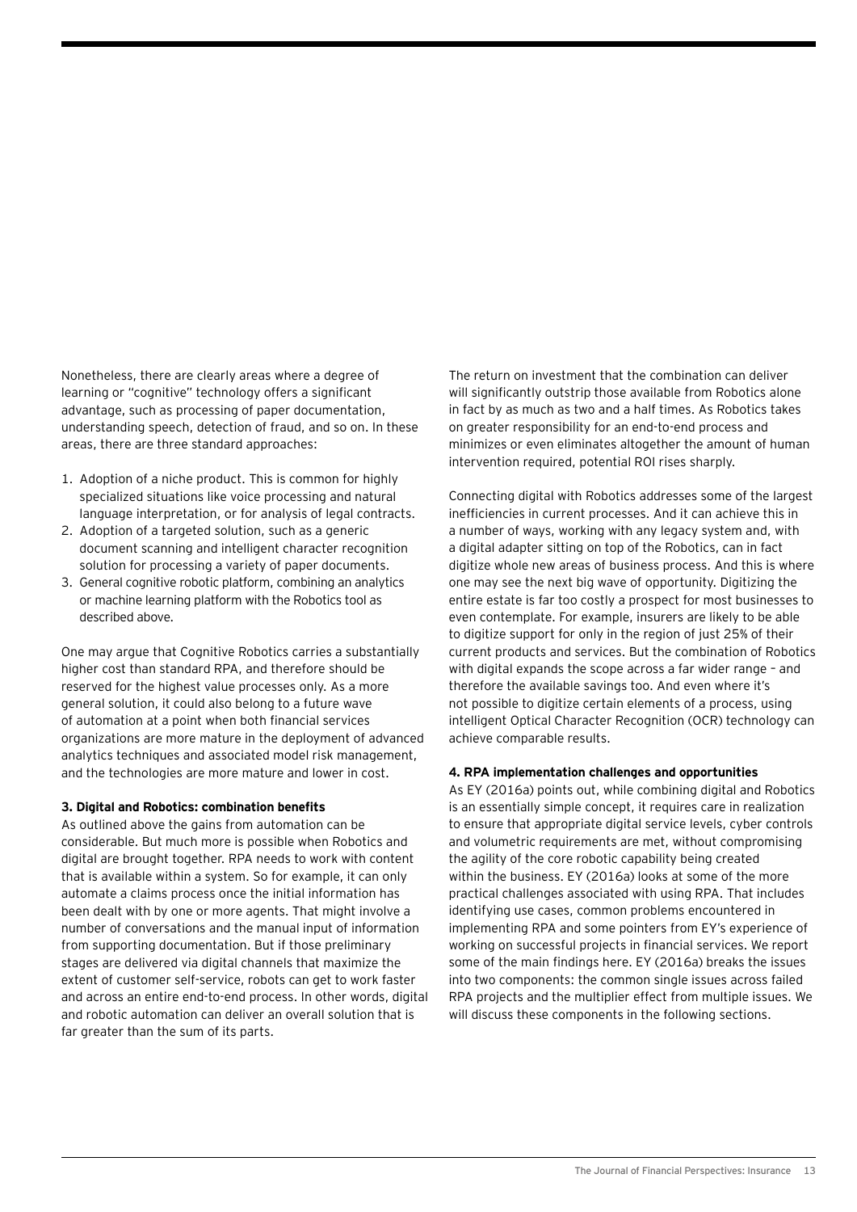Nonetheless, there are clearly areas where a degree of learning or "cognitive" technology offers a significant advantage, such as processing of paper documentation, understanding speech, detection of fraud, and so on. In these areas, there are three standard approaches:

1. Adoption of a niche product. This is common for highly specialized situations like voice processing and natural language interpretation, or for analysis of legal contracts.
2. Adoption of a targeted solution, such as a generic document scanning and intelligent character recognition solution for processing a variety of paper documents.
3. General cognitive robotic platform, combining an analytics or machine learning platform with the Robotics tool as described above.

One may argue that Cognitive Robotics carries a substantially higher cost than standard RPA, and therefore should be reserved for the highest value processes only. As a more general solution, it could also belong to a future wave of automation at a point when both financial services organizations are more mature in the deployment of advanced analytics techniques and associated model risk management, and the technologies are more mature and lower in cost.

**3. Digital and Robotics: combination benefits**

As outlined above the gains from automation can be considerable. But much more is possible when Robotics and digital are brought together. RPA needs to work with content that is available within a system. So for example, it can only automate a claims process once the initial information has been dealt with by one or more agents. That might involve a number of conversations and the manual input of information from supporting documentation. But if those preliminary stages are delivered via digital channels that maximize the extent of customer self-service, robots can get to work faster and across an entire end-to-end process. In other words, digital and robotic automation can deliver an overall solution that is far greater than the sum of its parts.

The return on investment that the combination can deliver will significantly outstrip those available from Robotics alone in fact by as much as two and a half times. As Robotics takes on greater responsibility for an end-to-end process and minimizes or even eliminates altogether the amount of human intervention required, potential ROI rises sharply.

Connecting digital with Robotics addresses some of the largest inefficiencies in current processes. And it can achieve this in a number of ways, working with any legacy system and, with a digital adapter sitting on top of the Robotics, can in fact digitize whole new areas of business process. And this is where one may see the next big wave of opportunity. Digitizing the entire estate is far too costly a prospect for most businesses to even contemplate. For example, insurers are likely to be able to digitize support for only in the region of just 25% of their current products and services. But the combination of Robotics with digital expands the scope across a far wider range – and therefore the available savings too. And even where it's not possible to digitize certain elements of a process, using intelligent Optical Character Recognition (OCR) technology can achieve comparable results.

**4. RPA implementation challenges and opportunities**

As EY (2016a) points out, while combining digital and Robotics is an essentially simple concept, it requires care in realization to ensure that appropriate digital service levels, cyber controls and volumetric requirements are met, without compromising the agility of the core robotic capability being created within the business. EY (2016a) looks at some of the more practical challenges associated with using RPA. That includes identifying use cases, common problems encountered in implementing RPA and some pointers from EY's experience of working on successful projects in financial services. We report some of the main findings here. EY (2016a) breaks the issues into two components: the common single issues across failed RPA projects and the multiplier effect from multiple issues. We will discuss these components in the following sections.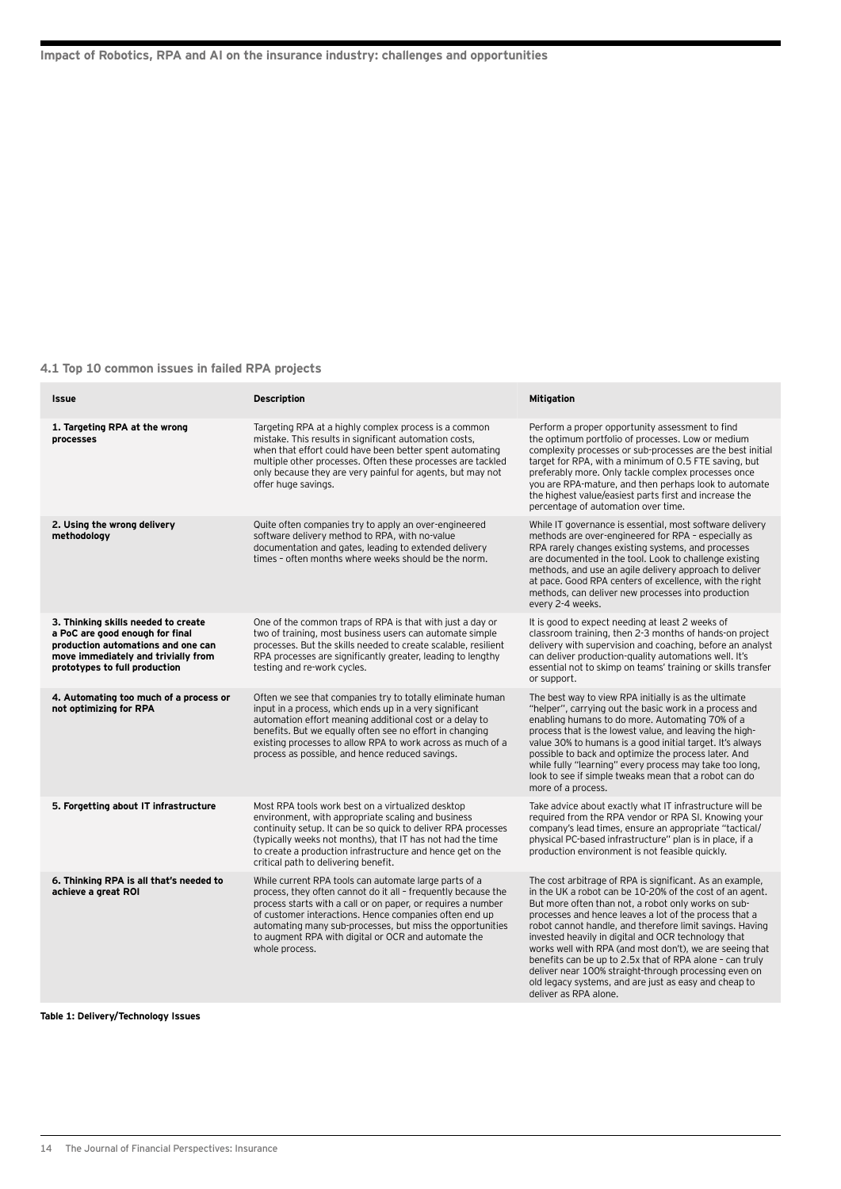### 4.1 Top 10 common issues in failed RPA projects

| Issue | Description | Mitigation |
| --- | --- | --- |
| **1. Targeting RPA at the wrong processes** | Targeting RPA at a highly complex process is a common mistake. This results in significant automation costs, when that effort could have been better spent automating multiple other processes. Often these processes are tackled only because they are very painful for agents, but may not offer huge savings. | Perform a proper opportunity assessment to find the optimum portfolio of processes. Low or medium complexity processes or sub-processes are the best initial target for RPA, with a minimum of 0.5 FTE saving, but preferably more. Only tackle complex processes once you are RPA-mature, and then perhaps look to automate the highest value/easiest parts first and increase the percentage of automation over time. |
| **2. Using the wrong delivery methodology** | Quite often companies try to apply an over-engineered software delivery method to RPA, with no-value documentation and gates, leading to extended delivery times – often months where weeks should be the norm. | While IT governance is essential, most software delivery methods are over-engineered for RPA – especially as RPA rarely changes existing systems, and processes are documented in the tool. Look to challenge existing methods, and use an agile delivery approach to deliver at pace. Good RPA centers of excellence, with the right methods, can deliver new processes into production every 2-4 weeks. |
| **3. Thinking skills needed to create a PoC are good enough for final production automations and one can move immediately and trivially from prototypes to full production** | One of the common traps of RPA is that with just a day or two of training, most business users can automate simple processes. But the skills needed to create scalable, resilient RPA processes are significantly greater, leading to lengthy testing and re-work cycles. | It is good to expect needing at least 2 weeks of classroom training, then 2-3 months of hands-on project delivery with supervision and coaching, before an analyst can deliver production-quality automations well. It's essential not to skimp on teams' training or skills transfer or support. |
| **4. Automating too much of a process or not optimizing for RPA** | Often we see that companies try to totally eliminate human input in a process, which ends up in a very significant automation effort meaning additional cost or a delay to benefits. But we equally often see no effort in changing existing processes to allow RPA to work across as much of a process as possible, and hence reduced savings. | The best way to view RPA initially is as the ultimate "helper", carrying out the basic work in a process and enabling humans to do more. Automating 70% of a process that is the lowest value, and leaving the high-value 30% to humans is a good initial target. It's always possible to back and optimize the process later. And while fully "learning" every process may take too long, look to see if simple tweaks mean that a robot can do more of a process. |
| **5. Forgetting about IT infrastructure** | Most RPA tools work best on a virtualized desktop environment, with appropriate scaling and business continuity setup. It can be so quick to deliver RPA processes (typically weeks not months), that IT has not had the time to create a production infrastructure and hence get on the critical path to delivering benefit. | Take advice about exactly what IT infrastructure will be required from the RPA vendor or RPA SI. Knowing your company's lead times, ensure an appropriate "tactical/ physical PC-based infrastructure" plan is in place, if a production environment is not feasible quickly. |
| **6. Thinking RPA is all that's needed to achieve a great ROI** | While current RPA tools can automate large parts of a process, they often cannot do it all – frequently because the process starts with a call or on paper, or requires a number of customer interactions. Hence companies often end up automating many sub-processes, but miss the opportunities to augment RPA with digital or OCR and automate the whole process. | The cost arbitrage of RPA is significant. As an example, in the UK a robot can be 10-20% of the cost of an agent. But more often than not, a robot only works on sub-processes and hence leaves a lot of the process that a robot cannot handle, and therefore limit savings. Having invested heavily in digital and OCR technology that works well with RPA (and most don't), we are seeing that benefits can be up to 2.5x that of RPA alone – can truly deliver near 100% straight-through processing even on old legacy systems, and are just as easy and cheap to deliver as RPA alone. |

**Table 1: Delivery/Technology Issues**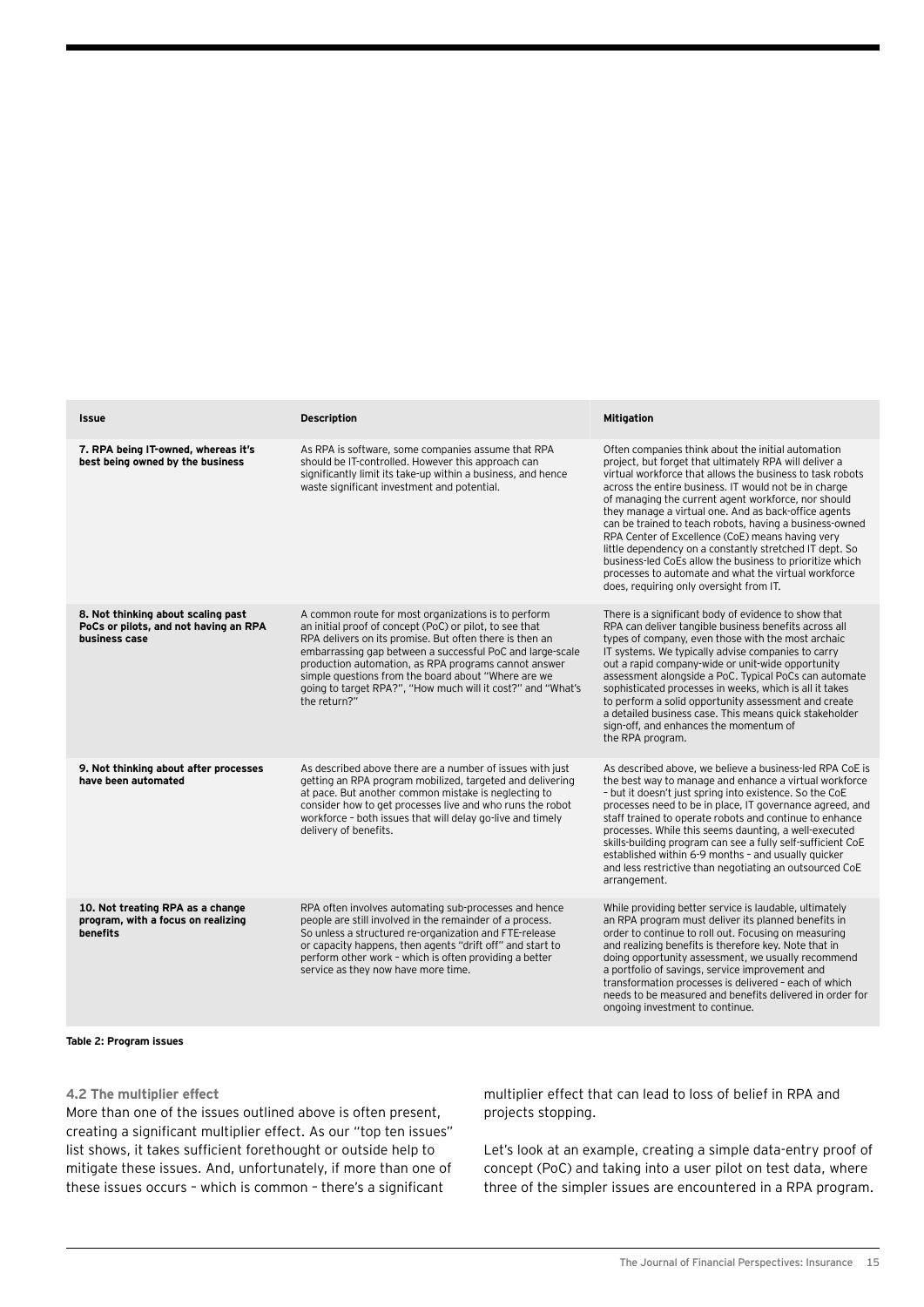| Issue | Description | Mitigation |
| --- | --- | --- |
| **7. RPA being IT-owned, whereas it's best being owned by the business** | As RPA is software, some companies assume that RPA should be IT-controlled. However this approach can significantly limit its take-up within a business, and hence waste significant investment and potential. | Often companies think about the initial automation project, but forget that ultimately RPA will deliver a virtual workforce that allows the business to task robots across the entire business. IT would not be in charge of managing the current agent workforce, nor should they manage a virtual one. And as back-office agents can be trained to teach robots, having a business-owned RPA Center of Excellence (CoE) means having very little dependency on a constantly stretched IT dept. So business-led CoEs allow the business to prioritize which processes to automate and what the virtual workforce does, requiring only oversight from IT. |
| **8. Not thinking about scaling past PoCs or pilots, and not having an RPA business case** | A common route for most organizations is to perform an initial proof of concept (PoC) or pilot, to see that RPA delivers on its promise. But often there is then an embarrassing gap between a successful PoC and large-scale production automation, as RPA programs cannot answer simple questions from the board about "Where are we going to target RPA?", "How much will it cost?" and "What's the return?" | There is a significant body of evidence to show that RPA can deliver tangible business benefits across all types of company, even those with the most archaic IT systems. We typically advise companies to carry out a rapid company-wide or unit-wide opportunity assessment alongside a PoC. Typical PoCs can automate sophisticated processes in weeks, which is all it takes to perform a solid opportunity assessment and create a detailed business case. This means quick stakeholder sign-off, and enhances the momentum of the RPA program. |
| **9. Not thinking about after processes have been automated** | As described above there are a number of issues with just getting an RPA program mobilized, targeted and delivering at pace. But another common mistake is neglecting to consider how to get processes live and who runs the robot workforce – both issues that will delay go-live and timely delivery of benefits. | As described above, we believe a business-led RPA CoE is the best way to manage and enhance a virtual workforce – but it doesn't just spring into existence. So the CoE processes need to be in place, IT governance agreed, and staff trained to operate robots and continue to enhance processes. While this seems daunting, a well-executed skills-building program can see a fully self-sufficient CoE established within 6-9 months – and usually quicker and less restrictive than negotiating an outsourced CoE arrangement. |
| **10. Not treating RPA as a change program, with a focus on realizing benefits** | RPA often involves automating sub-processes and hence people are still involved in the remainder of a process. So unless a structured re-organization and FTE-release or capacity happens, then agents "drift off" and start to perform other work – which is often providing a better service as they now have more time. | While providing better service is laudable, ultimately an RPA program must deliver its planned benefits in order to continue to roll out. Focusing on measuring and realizing benefits is therefore key. Note that in doing opportunity assessment, we usually recommend a portfolio of savings, service improvement and transformation processes is delivered – each of which needs to be measured and benefits delivered in order for ongoing investment to continue. |

**Table 2: Program issues**

#### 4.2 The multiplier effect

More than one of the issues outlined above is often present, creating a significant multiplier effect. As our "top ten issues" list shows, it takes sufficient forethought or outside help to mitigate these issues. And, unfortunately, if more than one of these issues occurs – which is common – there's a significant multiplier effect that can lead to loss of belief in RPA and projects stopping.

Let's look at an example, creating a simple data-entry proof of concept (PoC) and taking into a user pilot on test data, where three of the simpler issues are encountered in a RPA program.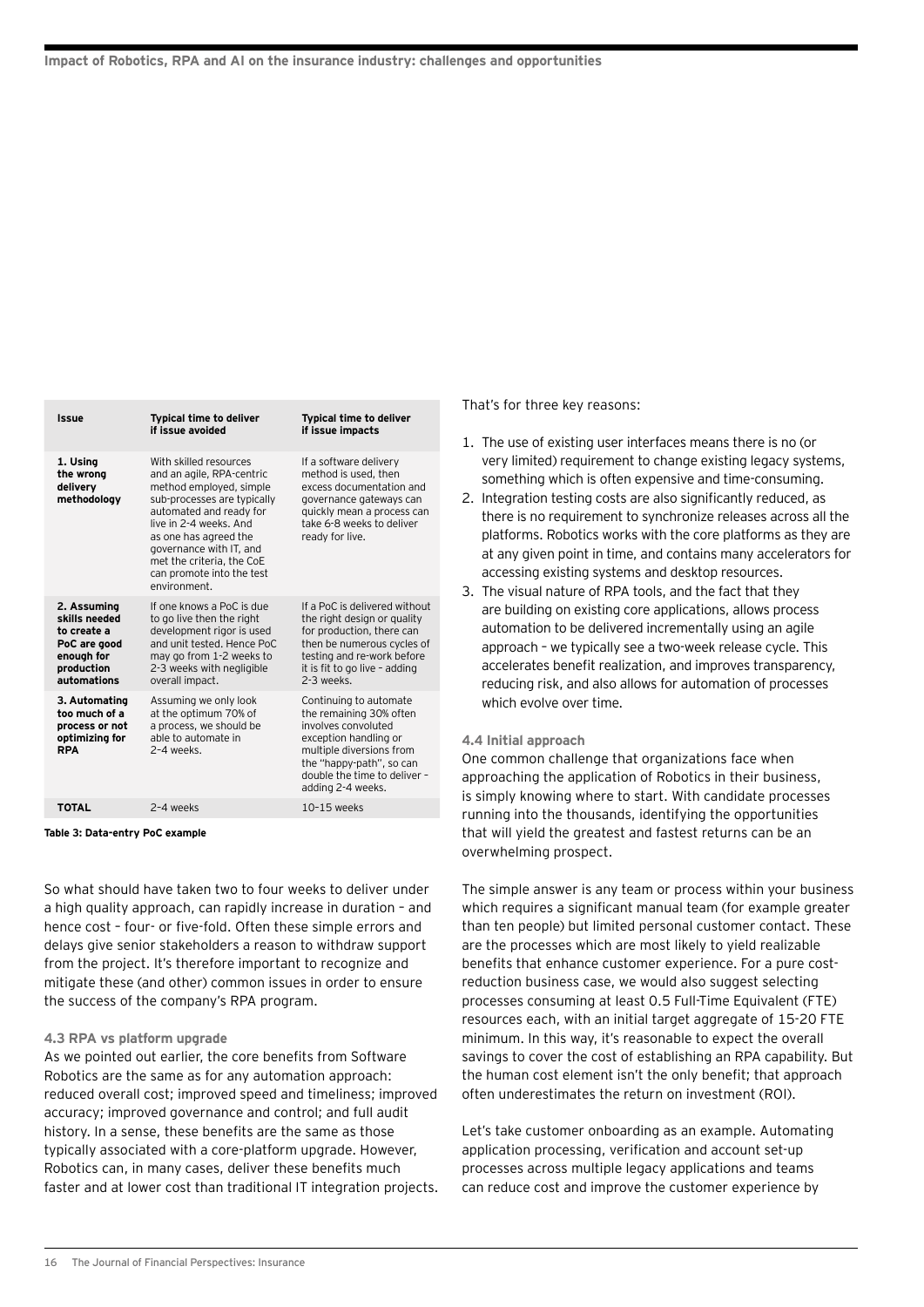| Issue | Typical time to deliver if issue avoided | Typical time to deliver if issue impacts |
|---|---|---|
| **1. Using the wrong delivery methodology** | With skilled resources and an agile, RPA-centric method employed, simple sub-processes are typically automated and ready for live in 2-4 weeks. And as one has agreed the governance with IT, and met the criteria, the CoE can promote into the test environment. | If a software delivery method is used, then excess documentation and governance gateways can quickly mean a process can take 6-8 weeks to deliver ready for live. |
| **2. Assuming skills needed to create a PoC are good enough for production automations** | If one knows a PoC is due to go live then the right development rigor is used and unit tested. Hence PoC may go from 1-2 weeks to 2-3 weeks with negligible overall impact. | If a PoC is delivered without the right design or quality for production, there can then be numerous cycles of testing and re-work before it is fit to go live – adding 2-3 weeks. |
| **3. Automating too much of a process or not optimizing for RPA** | Assuming we only look at the optimum 70% of a process, we should be able to automate in 2–4 weeks. | Continuing to automate the remaining 30% often involves convoluted exception handling or multiple diversions from the "happy-path", so can double the time to deliver – adding 2-4 weeks. |
| **TOTAL** | 2–4 weeks | 10–15 weeks |

**Table 3: Data-entry PoC example**

So what should have taken two to four weeks to deliver under a high quality approach, can rapidly increase in duration – and hence cost – four- or five-fold. Often these simple errors and delays give senior stakeholders a reason to withdraw support from the project. It's therefore important to recognize and mitigate these (and other) common issues in order to ensure the success of the company's RPA program.

#### 4.3 RPA vs platform upgrade

As we pointed out earlier, the core benefits from Software Robotics are the same as for any automation approach: reduced overall cost; improved speed and timeliness; improved accuracy; improved governance and control; and full audit history. In a sense, these benefits are the same as those typically associated with a core-platform upgrade. However, Robotics can, in many cases, deliver these benefits much faster and at lower cost than traditional IT integration projects.

That's for three key reasons:

1. The use of existing user interfaces means there is no (or very limited) requirement to change existing legacy systems, something which is often expensive and time-consuming.
2. Integration testing costs are also significantly reduced, as there is no requirement to synchronize releases across all the platforms. Robotics works with the core platforms as they are at any given point in time, and contains many accelerators for accessing existing systems and desktop resources.
3. The visual nature of RPA tools, and the fact that they are building on existing core applications, allows process automation to be delivered incrementally using an agile approach – we typically see a two-week release cycle. This accelerates benefit realization, and improves transparency, reducing risk, and also allows for automation of processes which evolve over time.

#### 4.4 Initial approach

One common challenge that organizations face when approaching the application of Robotics in their business, is simply knowing where to start. With candidate processes running into the thousands, identifying the opportunities that will yield the greatest and fastest returns can be an overwhelming prospect.

The simple answer is any team or process within your business which requires a significant manual team (for example greater than ten people) but limited personal customer contact. These are the processes which are most likely to yield realizable benefits that enhance customer experience. For a pure cost-reduction business case, we would also suggest selecting processes consuming at least 0.5 Full-Time Equivalent (FTE) resources each, with an initial target aggregate of 15-20 FTE minimum. In this way, it's reasonable to expect the overall savings to cover the cost of establishing an RPA capability. But the human cost element isn't the only benefit; that approach often underestimates the return on investment (ROI).

Let's take customer onboarding as an example. Automating application processing, verification and account set-up processes across multiple legacy applications and teams can reduce cost and improve the customer experience by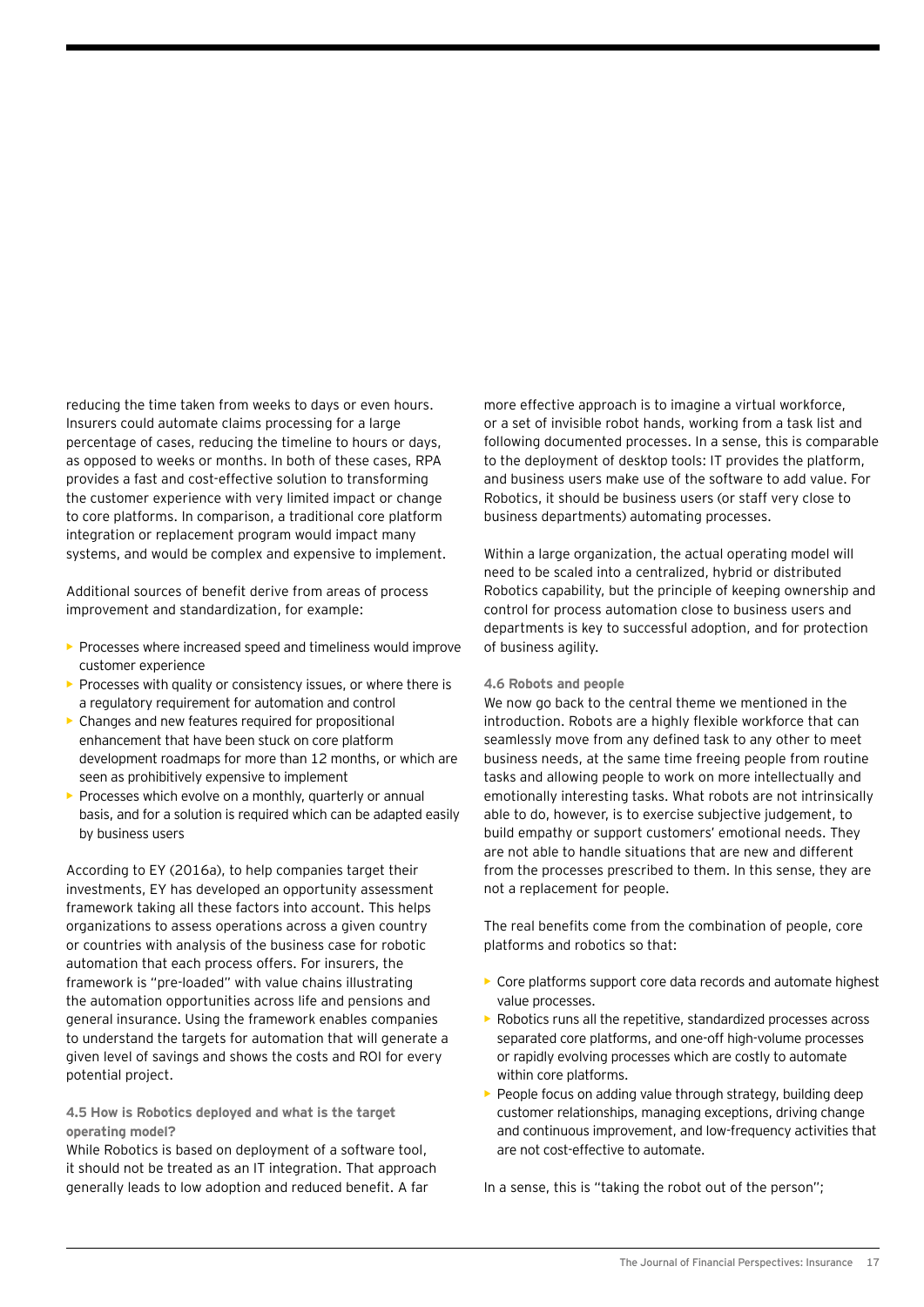reducing the time taken from weeks to days or even hours. Insurers could automate claims processing for a large percentage of cases, reducing the timeline to hours or days, as opposed to weeks or months. In both of these cases, RPA provides a fast and cost-effective solution to transforming the customer experience with very limited impact or change to core platforms. In comparison, a traditional core platform integration or replacement program would impact many systems, and would be complex and expensive to implement.

Additional sources of benefit derive from areas of process improvement and standardization, for example:

- Processes where increased speed and timeliness would improve customer experience
- Processes with quality or consistency issues, or where there is a regulatory requirement for automation and control
- Changes and new features required for propositional enhancement that have been stuck on core platform development roadmaps for more than 12 months, or which are seen as prohibitively expensive to implement
- Processes which evolve on a monthly, quarterly or annual basis, and for a solution is required which can be adapted easily by business users

According to EY (2016a), to help companies target their investments, EY has developed an opportunity assessment framework taking all these factors into account. This helps organizations to assess operations across a given country or countries with analysis of the business case for robotic automation that each process offers. For insurers, the framework is "pre-loaded" with value chains illustrating the automation opportunities across life and pensions and general insurance. Using the framework enables companies to understand the targets for automation that will generate a given level of savings and shows the costs and ROI for every potential project.

#### 4.5 How is Robotics deployed and what is the target operating model?

While Robotics is based on deployment of a software tool, it should not be treated as an IT integration. That approach generally leads to low adoption and reduced benefit. A far more effective approach is to imagine a virtual workforce, or a set of invisible robot hands, working from a task list and following documented processes. In a sense, this is comparable to the deployment of desktop tools: IT provides the platform, and business users make use of the software to add value. For Robotics, it should be business users (or staff very close to business departments) automating processes.

Within a large organization, the actual operating model will need to be scaled into a centralized, hybrid or distributed Robotics capability, but the principle of keeping ownership and control for process automation close to business users and departments is key to successful adoption, and for protection of business agility.

#### 4.6 Robots and people

We now go back to the central theme we mentioned in the introduction. Robots are a highly flexible workforce that can seamlessly move from any defined task to any other to meet business needs, at the same time freeing people from routine tasks and allowing people to work on more intellectually and emotionally interesting tasks. What robots are not intrinsically able to do, however, is to exercise subjective judgement, to build empathy or support customers' emotional needs. They are not able to handle situations that are new and different from the processes prescribed to them. In this sense, they are not a replacement for people.

The real benefits come from the combination of people, core platforms and robotics so that:

- Core platforms support core data records and automate highest value processes.
- Robotics runs all the repetitive, standardized processes across separated core platforms, and one-off high-volume processes or rapidly evolving processes which are costly to automate within core platforms.
- People focus on adding value through strategy, building deep customer relationships, managing exceptions, driving change and continuous improvement, and low-frequency activities that are not cost-effective to automate.

In a sense, this is "taking the robot out of the person";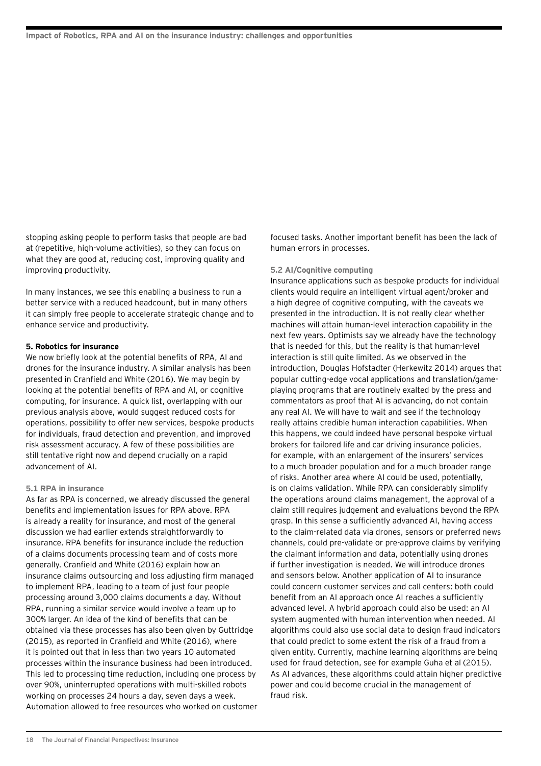stopping asking people to perform tasks that people are bad at (repetitive, high-volume activities), so they can focus on what they are good at, reducing cost, improving quality and improving productivity.

In many instances, we see this enabling a business to run a better service with a reduced headcount, but in many others it can simply free people to accelerate strategic change and to enhance service and productivity.

## 5. Robotics for insurance

We now briefly look at the potential benefits of RPA, AI and drones for the insurance industry. A similar analysis has been presented in Cranfield and White (2016). We may begin by looking at the potential benefits of RPA and AI, or cognitive computing, for insurance. A quick list, overlapping with our previous analysis above, would suggest reduced costs for operations, possibility to offer new services, bespoke products for individuals, fraud detection and prevention, and improved risk assessment accuracy. A few of these possibilities are still tentative right now and depend crucially on a rapid advancement of AI.

### 5.1 RPA in insurance

As far as RPA is concerned, we already discussed the general benefits and implementation issues for RPA above. RPA is already a reality for insurance, and most of the general discussion we had earlier extends straightforwardly to insurance. RPA benefits for insurance include the reduction of a claims documents processing team and of costs more generally. Cranfield and White (2016) explain how an insurance claims outsourcing and loss adjusting firm managed to implement RPA, leading to a team of just four people processing around 3,000 claims documents a day. Without RPA, running a similar service would involve a team up to 300% larger. An idea of the kind of benefits that can be obtained via these processes has also been given by Guttridge (2015), as reported in Cranfield and White (2016), where it is pointed out that in less than two years 10 automated processes within the insurance business had been introduced. This led to processing time reduction, including one process by over 90%, uninterrupted operations with multi-skilled robots working on processes 24 hours a day, seven days a week. Automation allowed to free resources who worked on customer focused tasks. Another important benefit has been the lack of human errors in processes.

### 5.2 AI/Cognitive computing

Insurance applications such as bespoke products for individual clients would require an intelligent virtual agent/broker and a high degree of cognitive computing, with the caveats we presented in the introduction. It is not really clear whether machines will attain human-level interaction capability in the next few years. Optimists say we already have the technology that is needed for this, but the reality is that human-level interaction is still quite limited. As we observed in the introduction, Douglas Hofstadter (Herkewitz 2014) argues that popular cutting-edge vocal applications and translation/game-playing programs that are routinely exalted by the press and commentators as proof that AI is advancing, do not contain any real AI. We will have to wait and see if the technology really attains credible human interaction capabilities. When this happens, we could indeed have personal bespoke virtual brokers for tailored life and car driving insurance policies, for example, with an enlargement of the insurers' services to a much broader population and for a much broader range of risks. Another area where AI could be used, potentially, is on claims validation. While RPA can considerably simplify the operations around claims management, the approval of a claim still requires judgement and evaluations beyond the RPA grasp. In this sense a sufficiently advanced AI, having access to the claim-related data via drones, sensors or preferred news channels, could pre-validate or pre-approve claims by verifying the claimant information and data, potentially using drones if further investigation is needed. We will introduce drones and sensors below. Another application of AI to insurance could concern customer services and call centers: both could benefit from an AI approach once AI reaches a sufficiently advanced level. A hybrid approach could also be used: an AI system augmented with human intervention when needed. AI algorithms could also use social data to design fraud indicators that could predict to some extent the risk of a fraud from a given entity. Currently, machine learning algorithms are being used for fraud detection, see for example Guha et al (2015). As AI advances, these algorithms could attain higher predictive power and could become crucial in the management of fraud risk.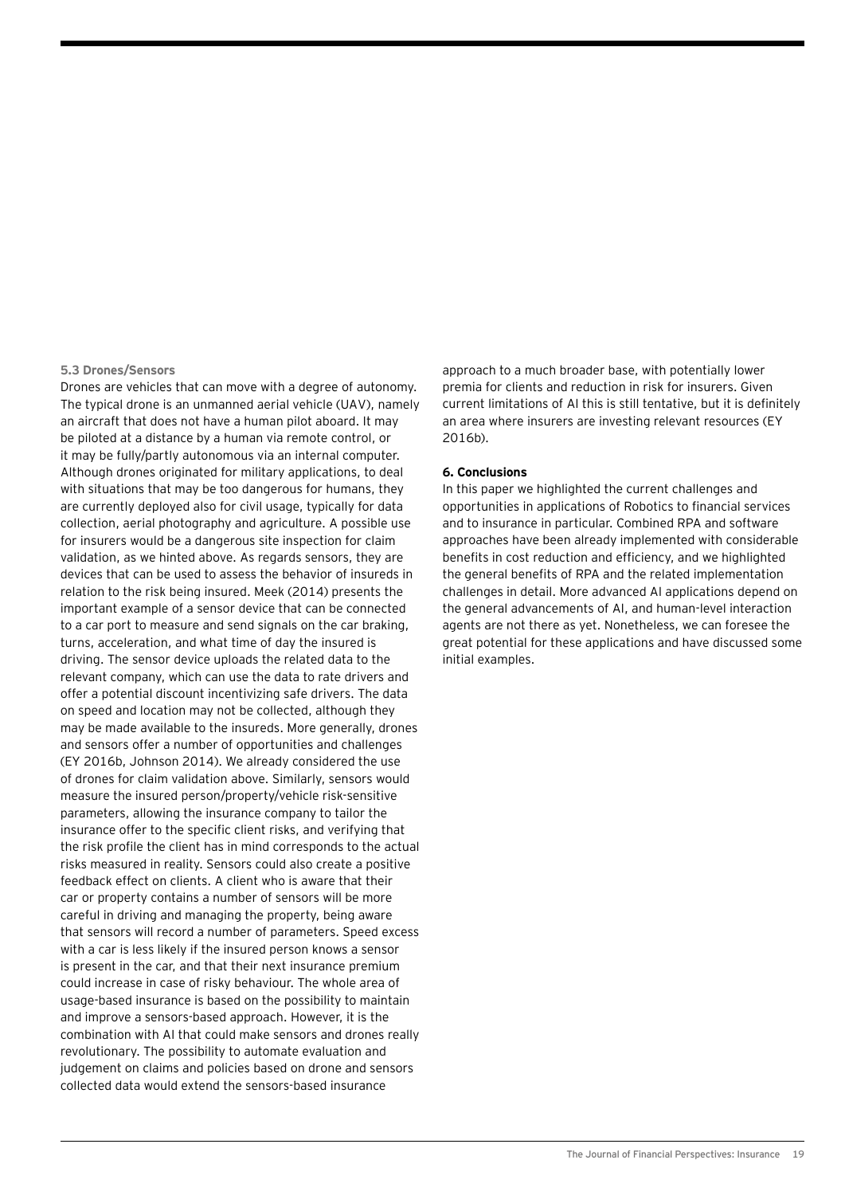### 5.3 Drones/Sensors

Drones are vehicles that can move with a degree of autonomy. The typical drone is an unmanned aerial vehicle (UAV), namely an aircraft that does not have a human pilot aboard. It may be piloted at a distance by a human via remote control, or it may be fully/partly autonomous via an internal computer. Although drones originated for military applications, to deal with situations that may be too dangerous for humans, they are currently deployed also for civil usage, typically for data collection, aerial photography and agriculture. A possible use for insurers would be a dangerous site inspection for claim validation, as we hinted above. As regards sensors, they are devices that can be used to assess the behavior of insureds in relation to the risk being insured. Meek (2014) presents the important example of a sensor device that can be connected to a car port to measure and send signals on the car braking, turns, acceleration, and what time of day the insured is driving. The sensor device uploads the related data to the relevant company, which can use the data to rate drivers and offer a potential discount incentivizing safe drivers. The data on speed and location may not be collected, although they may be made available to the insureds. More generally, drones and sensors offer a number of opportunities and challenges (EY 2016b, Johnson 2014). We already considered the use of drones for claim validation above. Similarly, sensors would measure the insured person/property/vehicle risk-sensitive parameters, allowing the insurance company to tailor the insurance offer to the specific client risks, and verifying that the risk profile the client has in mind corresponds to the actual risks measured in reality. Sensors could also create a positive feedback effect on clients. A client who is aware that their car or property contains a number of sensors will be more careful in driving and managing the property, being aware that sensors will record a number of parameters. Speed excess with a car is less likely if the insured person knows a sensor is present in the car, and that their next insurance premium could increase in case of risky behaviour. The whole area of usage-based insurance is based on the possibility to maintain and improve a sensors-based approach. However, it is the combination with AI that could make sensors and drones really revolutionary. The possibility to automate evaluation and judgement on claims and policies based on drone and sensors collected data would extend the sensors-based insurance approach to a much broader base, with potentially lower premia for clients and reduction in risk for insurers. Given current limitations of AI this is still tentative, but it is definitely an area where insurers are investing relevant resources (EY 2016b).

## 6. Conclusions

In this paper we highlighted the current challenges and opportunities in applications of Robotics to financial services and to insurance in particular. Combined RPA and software approaches have been already implemented with considerable benefits in cost reduction and efficiency, and we highlighted the general benefits of RPA and the related implementation challenges in detail. More advanced AI applications depend on the general advancements of AI, and human-level interaction agents are not there as yet. Nonetheless, we can foresee the great potential for these applications and have discussed some initial examples.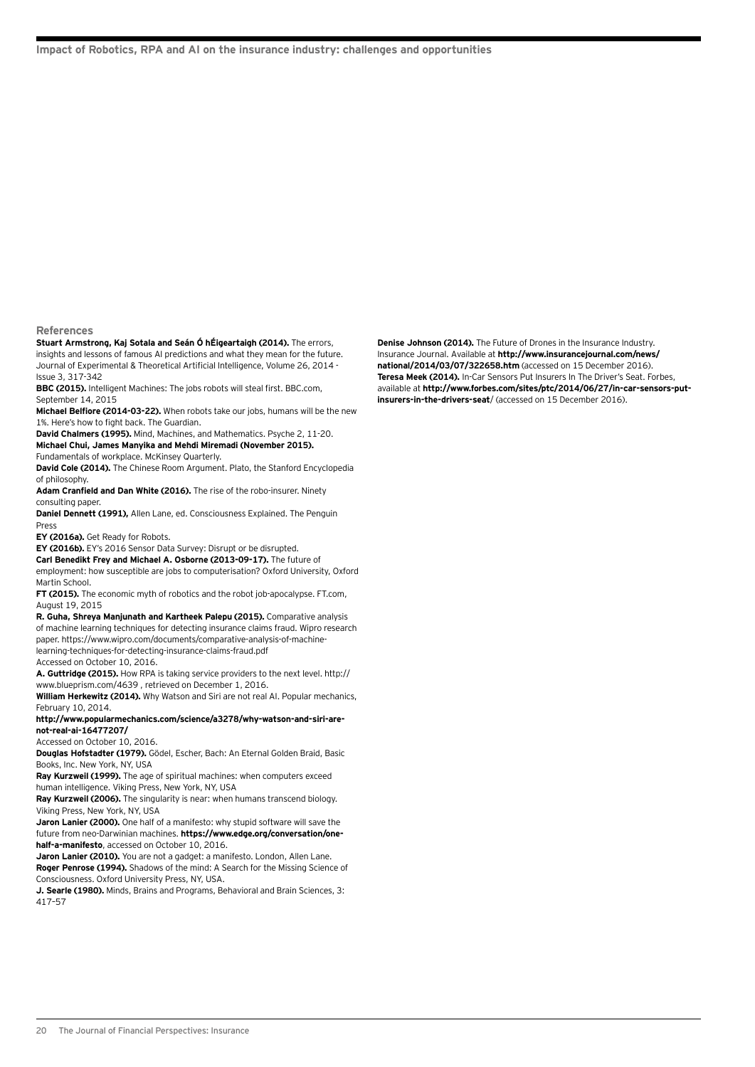## References

**Stuart Armstrong, Kaj Sotala and Seán Ó hÉigeartaigh (2014).** The errors, insights and lessons of famous AI predictions and what they mean for the future. Journal of Experimental & Theoretical Artificial Intelligence, Volume 26, 2014 - Issue 3, 317-342

**BBC (2015).** Intelligent Machines: The jobs robots will steal first. BBC.com, September 14, 2015

**Michael Belfiore (2014-03-22).** When robots take our jobs, humans will be the new 1%. Here's how to fight back. The Guardian.

**David Chalmers (1995).** Mind, Machines, and Mathematics. Psyche 2, 11-20.

**Michael Chui, James Manyika and Mehdi Miremadi (November 2015).** Fundamentals of workplace. McKinsey Quarterly.

**David Cole (2014).** The Chinese Room Argument. Plato, the Stanford Encyclopedia of philosophy.

**Adam Cranfield and Dan White (2016).** The rise of the robo-insurer. Ninety consulting paper.

**Daniel Dennett (1991),** Allen Lane, ed. Consciousness Explained. The Penguin Press

**EY (2016a).** Get Ready for Robots.

**EY (2016b).** EY's 2016 Sensor Data Survey: Disrupt or be disrupted.

**Carl Benedikt Frey and Michael A. Osborne (2013-09-17).** The future of employment: how susceptible are jobs to computerisation? Oxford University, Oxford Martin School.

**FT (2015).** The economic myth of robotics and the robot job-apocalypse. FT.com, August 19, 2015

**R. Guha, Shreya Manjunath and Kartheek Palepu (2015).** Comparative analysis of machine learning techniques for detecting insurance claims fraud. Wipro research paper. https://www.wipro.com/documents/comparative-analysis-of-machine-learning-techniques-for-detecting-insurance-claims-fraud.pdf Accessed on October 10, 2016.

**A. Guttridge (2015).** How RPA is taking service providers to the next level. http://www.blueprism.com/4639 , retrieved on December 1, 2016.

**William Herkewitz (2014).** Why Watson and Siri are not real AI. Popular mechanics, February 10, 2014. **http://www.popularmechanics.com/science/a3278/why-watson-and-siri-are-not-real-ai-16477207/** Accessed on October 10, 2016.

**Douglas Hofstadter (1979).** Gödel, Escher, Bach: An Eternal Golden Braid, Basic Books, Inc. New York, NY, USA

**Ray Kurzweil (1999).** The age of spiritual machines: when computers exceed human intelligence. Viking Press, New York, NY, USA

**Ray Kurzweil (2006).** The singularity is near: when humans transcend biology. Viking Press, New York, NY, USA

**Jaron Lanier (2000).** One half of a manifesto: why stupid software will save the future from neo-Darwinian machines. **https://www.edge.org/conversation/one-half-a-manifesto**, accessed on October 10, 2016.

**Jaron Lanier (2010).** You are not a gadget: a manifesto. London, Allen Lane.

**Roger Penrose (1994).** Shadows of the mind: A Search for the Missing Science of Consciousness. Oxford University Press, NY, USA.

**J. Searle (1980).** Minds, Brains and Programs, Behavioral and Brain Sciences, 3: 417–57

**Denise Johnson (2014).** The Future of Drones in the Insurance Industry. Insurance Journal. Available at **http://www.insurancejournal.com/news/national/2014/03/07/322658.htm** (accessed on 15 December 2016).

**Teresa Meek (2014).** In-Car Sensors Put Insurers In The Driver's Seat. Forbes, available at **http://www.forbes.com/sites/ptc/2014/06/27/in-car-sensors-put-insurers-in-the-drivers-seat**/ (accessed on 15 December 2016).